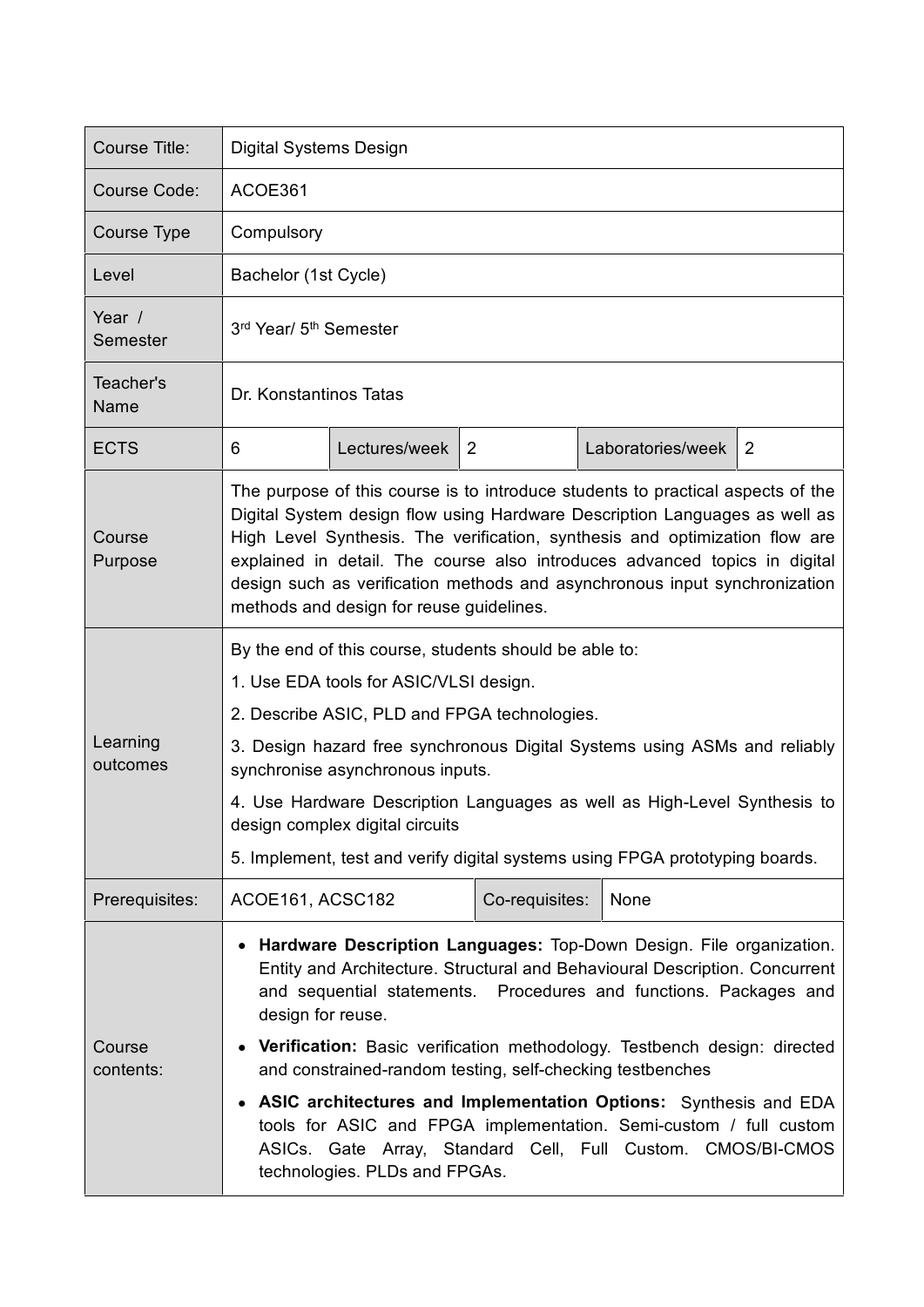| Course Title: | Digital Systems Design | | | | |
|---|---|---|---|---|---|
| Course Code: | ACOE361 | | | | |
| Course Type | Compulsory | | | | |
| Level | Bachelor (1st Cycle) | | | | |
| Year / Semester | 3rd Year/ 5th Semester | | | | |
| Teacher's Name | Dr. Konstantinos Tatas | | | | |
| ECTS | 6 | Lectures/week | 2 | Laboratories/week | 2 |
| Course Purpose | The purpose of this course is to introduce students to practical aspects of the Digital System design flow using Hardware Description Languages as well as High Level Synthesis. The verification, synthesis and optimization flow are explained in detail. The course also introduces advanced topics in digital design such as verification methods and asynchronous input synchronization methods and design for reuse guidelines. | | | | |
| Learning outcomes | By the end of this course, students should be able to:<br>1. Use EDA tools for ASIC/VLSI design.<br>2. Describe ASIC, PLD and FPGA technologies.<br>3. Design hazard free synchronous Digital Systems using ASMs and reliably synchronise asynchronous inputs.<br>4. Use Hardware Description Languages as well as High-Level Synthesis to design complex digital circuits<br>5. Implement, test and verify digital systems using FPGA prototyping boards. | | | | |
| Prerequisites: | ACOE161, ACSC182 | | Co-requisites: | None | |
| Course contents: | • **Hardware Description Languages:** Top-Down Design. File organization. Entity and Architecture. Structural and Behavioural Description. Concurrent and sequential statements. Procedures and functions. Packages and design for reuse.<br>• **Verification:** Basic verification methodology. Testbench design: directed and constrained-random testing, self-checking testbenches<br>• **ASIC architectures and Implementation Options:** Synthesis and EDA tools for ASIC and FPGA implementation. Semi-custom / full custom ASICs. Gate Array, Standard Cell, Full Custom. CMOS/BI-CMOS technologies. PLDs and FPGAs. | | | | |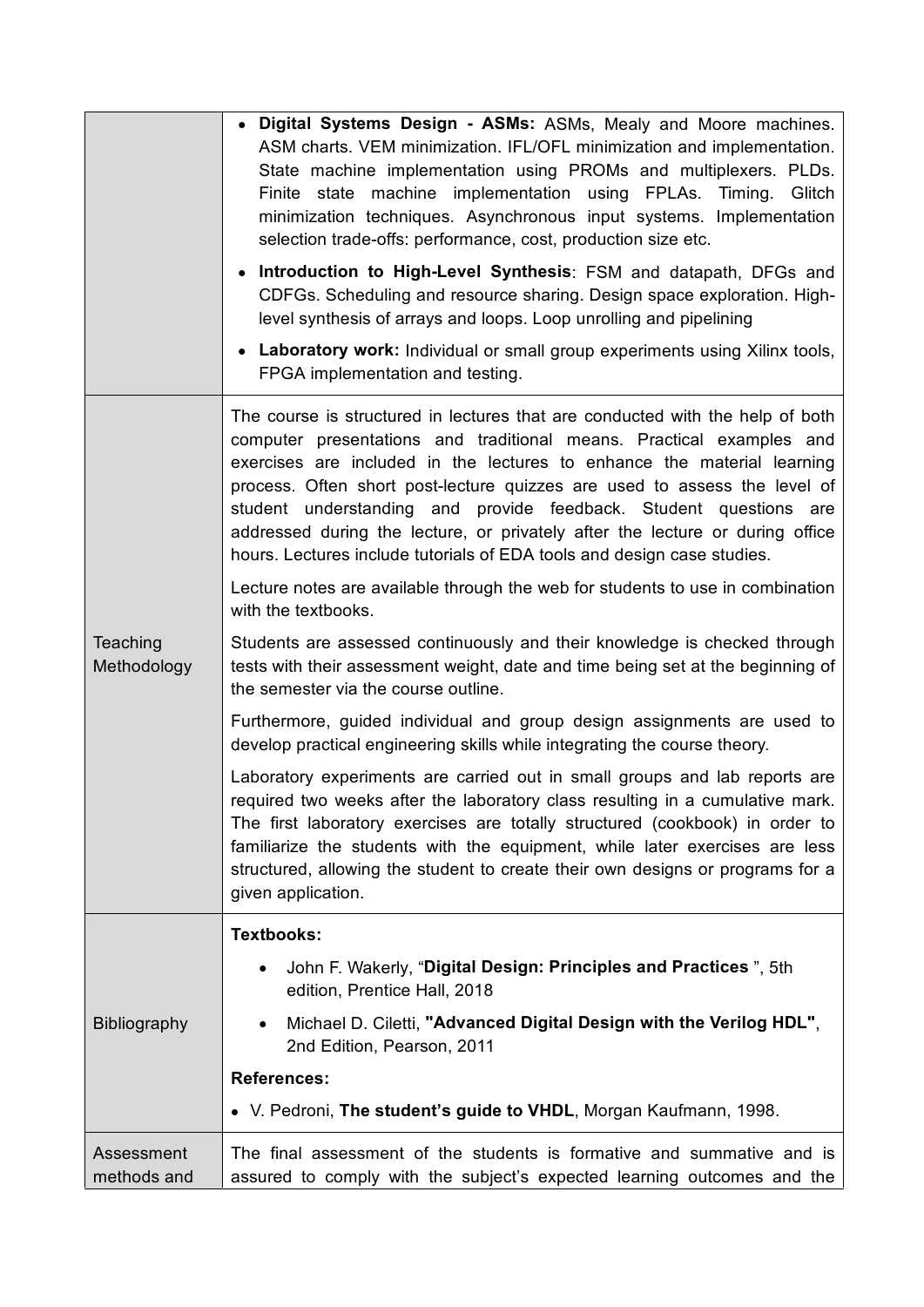| | |
|---|---|
| | • **Digital Systems Design - ASMs:** ASMs, Mealy and Moore machines. ASM charts. VEM minimization. IFL/OFL minimization and implementation. State machine implementation using PROMs and multiplexers. PLDs. Finite state machine implementation using FPLAs. Timing. Glitch minimization techniques. Asynchronous input systems. Implementation selection trade-offs: performance, cost, production size etc.<br><br>• **Introduction to High-Level Synthesis**: FSM and datapath, DFGs and CDFGs. Scheduling and resource sharing. Design space exploration. High-level synthesis of arrays and loops. Loop unrolling and pipelining<br><br>• **Laboratory work:** Individual or small group experiments using Xilinx tools, FPGA implementation and testing. |
| Teaching Methodology | The course is structured in lectures that are conducted with the help of both computer presentations and traditional means. Practical examples and exercises are included in the lectures to enhance the material learning process. Often short post-lecture quizzes are used to assess the level of student understanding and provide feedback. Student questions are addressed during the lecture, or privately after the lecture or during office hours. Lectures include tutorials of EDA tools and design case studies.<br><br>Lecture notes are available through the web for students to use in combination with the textbooks.<br><br>Students are assessed continuously and their knowledge is checked through tests with their assessment weight, date and time being set at the beginning of the semester via the course outline.<br><br>Furthermore, guided individual and group design assignments are used to develop practical engineering skills while integrating the course theory.<br><br>Laboratory experiments are carried out in small groups and lab reports are required two weeks after the laboratory class resulting in a cumulative mark. The first laboratory exercises are totally structured (cookbook) in order to familiarize the students with the equipment, while later exercises are less structured, allowing the student to create their own designs or programs for a given application. |
| Bibliography | **Textbooks:**<br><br>• John F. Wakerly, "**Digital Design: Principles and Practices** ", 5th edition, Prentice Hall, 2018<br><br>• Michael D. Ciletti, **"Advanced Digital Design with the Verilog HDL"**, 2nd Edition, Pearson, 2011<br><br>**References:**<br><br>• V. Pedroni, **The student's guide to VHDL**, Morgan Kaufmann, 1998. |
| Assessment methods and | The final assessment of the students is formative and summative and is assured to comply with the subject's expected learning outcomes and the |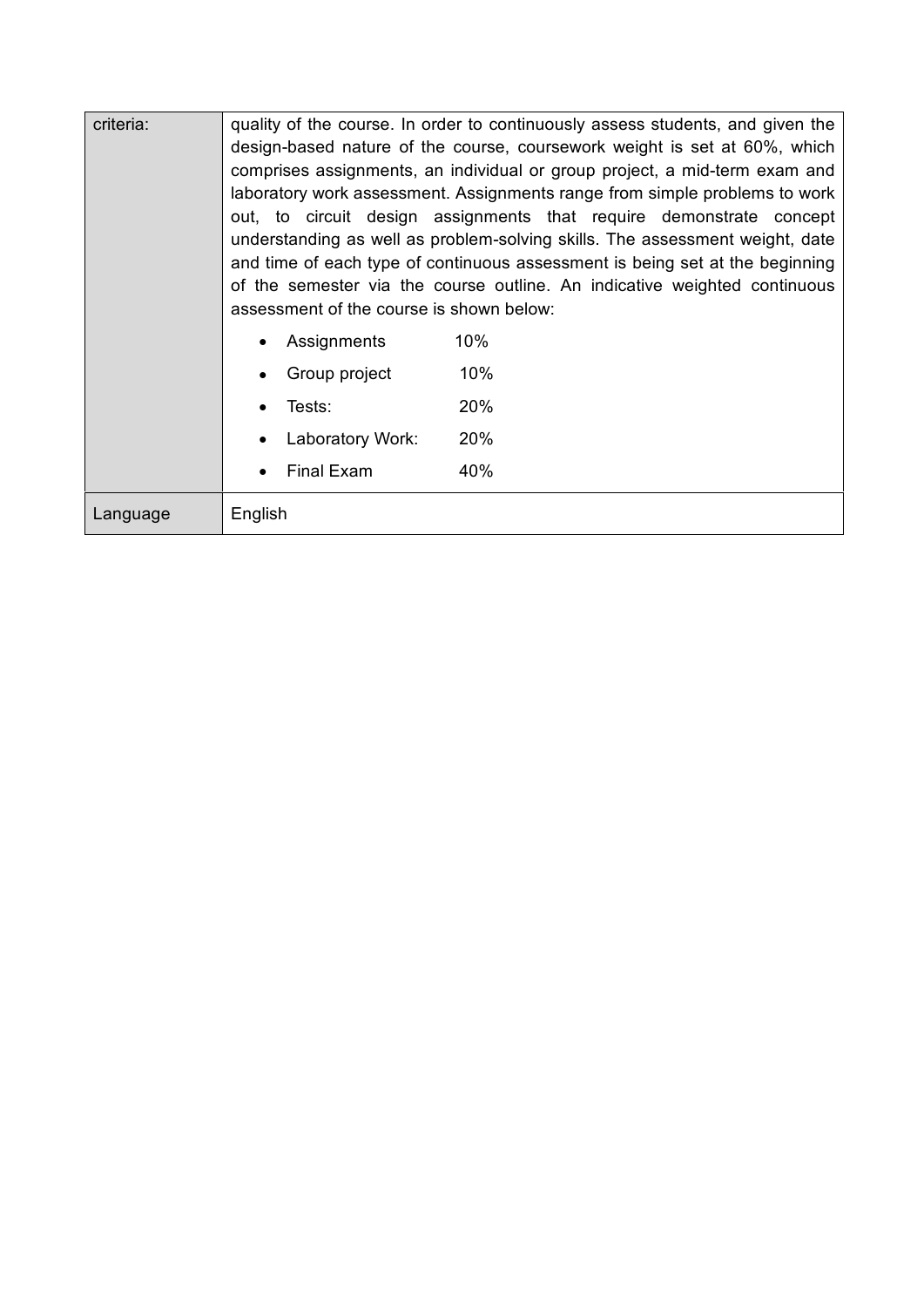| | |
|---|---|
| criteria: | quality of the course. In order to continuously assess students, and given the design-based nature of the course, coursework weight is set at 60%, which comprises assignments, an individual or group project, a mid-term exam and laboratory work assessment. Assignments range from simple problems to work out, to circuit design assignments that require demonstrate concept understanding as well as problem-solving skills. The assessment weight, date and time of each type of continuous assessment is being set at the beginning of the semester via the course outline. An indicative weighted continuous assessment of the course is shown below:<br>• Assignments 10%<br>• Group project 10%<br>• Tests: 20%<br>• Laboratory Work: 20%<br>• Final Exam 40% |
| Language | English |